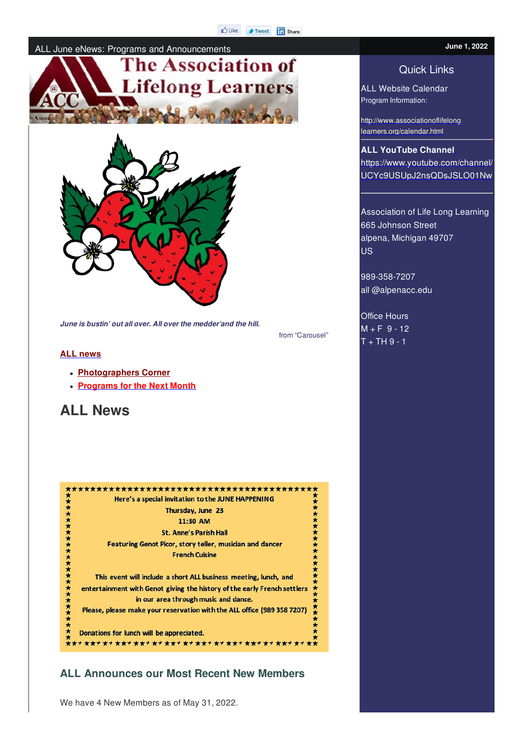Like | Tweet | Share

ALL June eNews: Programs and Announcements

June 1, 2022

The Association of Lifelong Learners

*June is bustin' out all over. All over the medder'and the hill.*

from "Carousel"

**ALL news**

- **Photographers Corner**
- **Programs for the Next Month**

# ALL News

Here's a special invitation to the JUNE HAPPENING

Thursday, June 23

11:30 AM

St. Anne's Parish Hall

Featuring Genot Picor, story teller, musician and dancer

French Cuisine

This event will include a short ALL business meeting, lunch, and entertainment with Genot giving the history of the early French settlers in our area through music and dance.

Please, please make your reservation with the ALL office (989 358 7207)

Donations for lunch will be appreciated.

## ALL Announces our Most Recent New Members

We have 4 New Members as of May 31, 2022.

## Quick Links

ALL Website Calendar

Program Information:

http://www.associationoflifelonglearners.org/calendar.html

**ALL YouTube Channel**

https://www.youtube.com/channel/UCYc9USUpJ2nsQDsJSLO01Nw

Association of Life Long Learning

665 Johnson Street

alpena, Michigan 49707

US

989-358-7207

all @alpenacc.edu

Office Hours

M + F 9 - 12

T + TH 9 - 1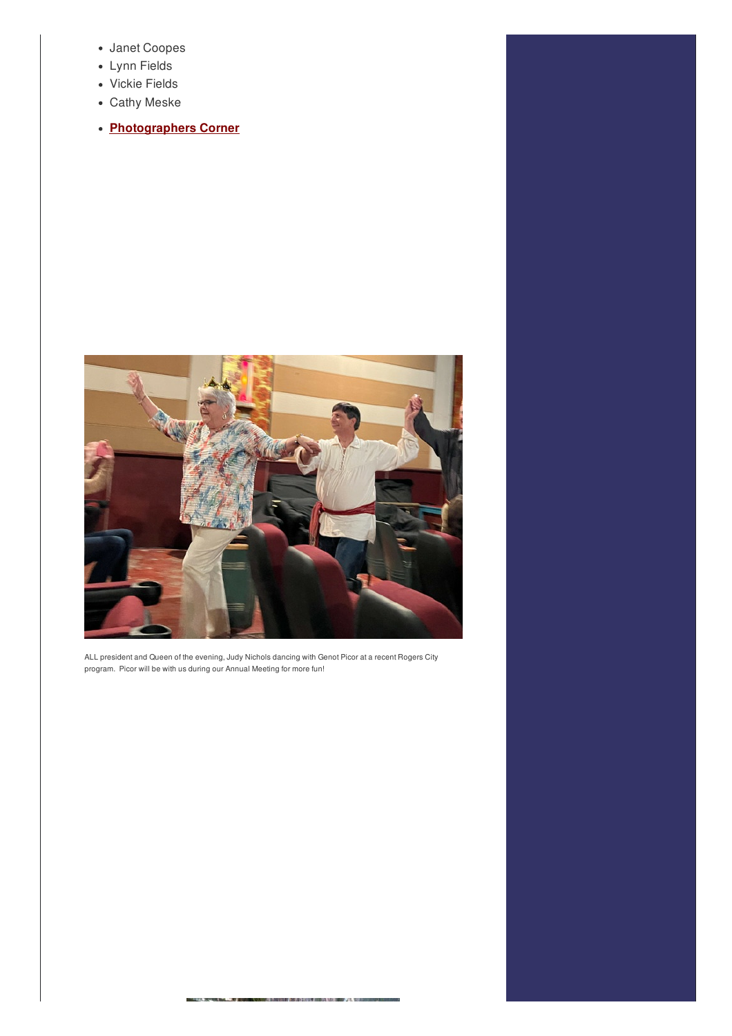- Janet Coopes
- Lynn Fields
- Vickie Fields
- Cathy Meske

- **Photographers Corner**

ALL president and Queen of the evening, Judy Nichols dancing with Genot Picor at a recent Rogers City program. Picor will be with us during our Annual Meeting for more fun!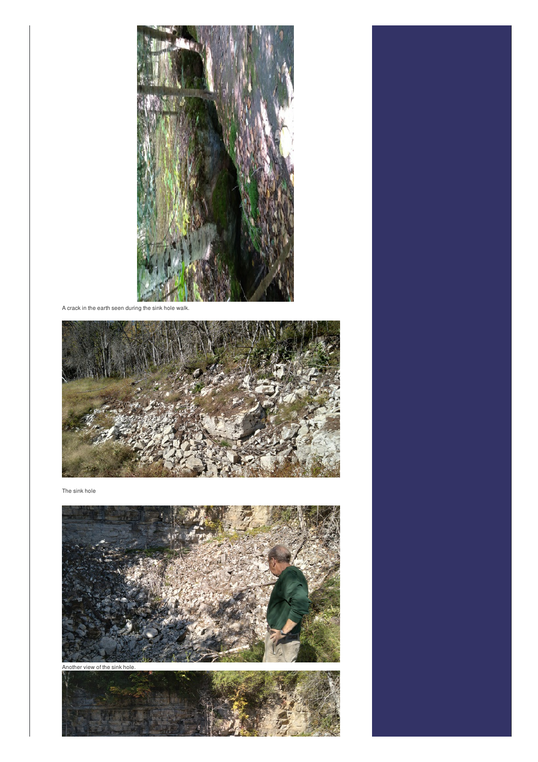A crack in the earth seen during the sink hole walk.

The sink hole

Another view of the sink hole.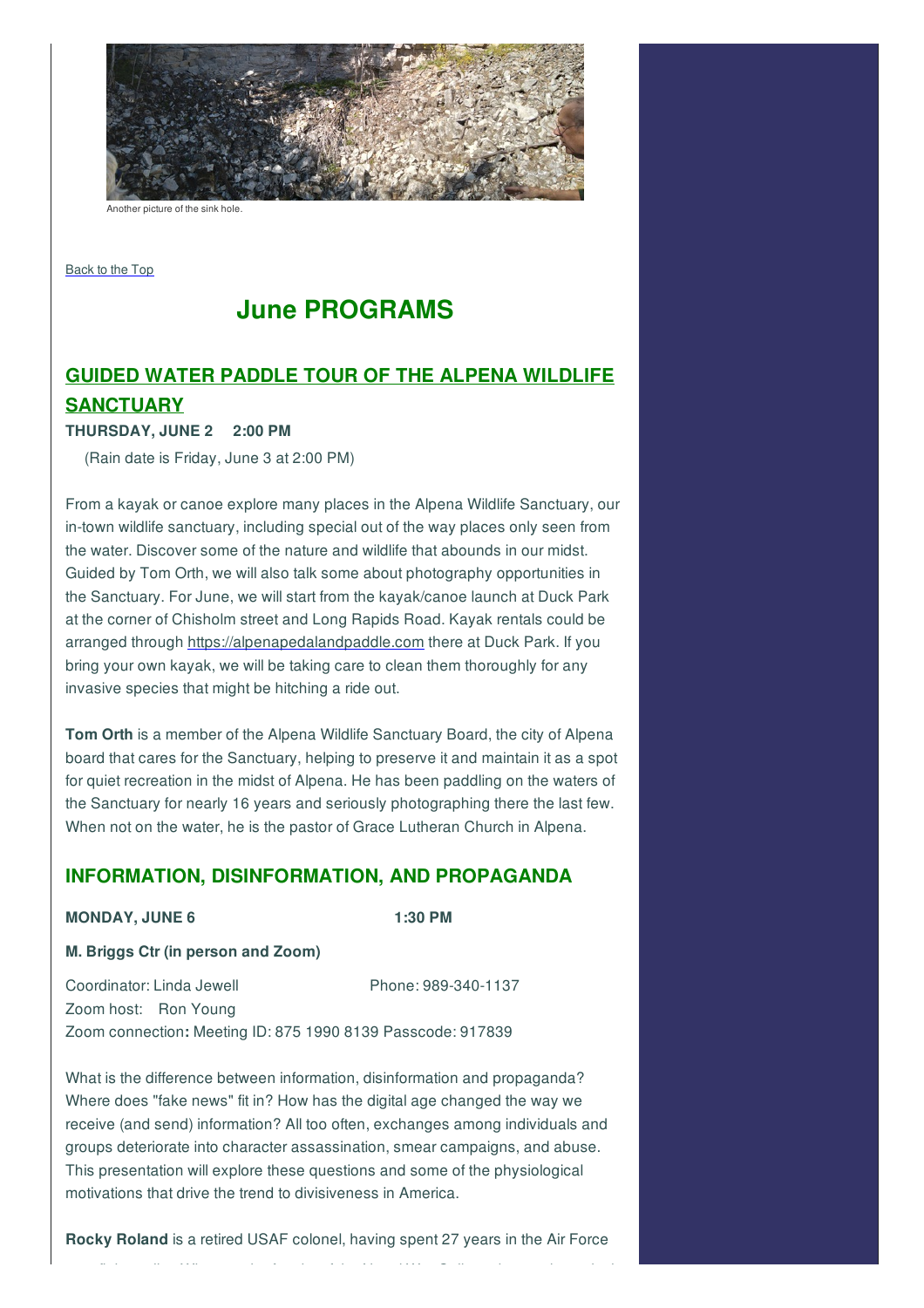Another picture of the sink hole.

Back to the Top

# June PROGRAMS

## GUIDED WATER PADDLE TOUR OF THE ALPENA WILDLIFE SANCTUARY

**THURSDAY, JUNE 2 2:00 PM**

(Rain date is Friday, June 3 at 2:00 PM)

From a kayak or canoe explore many places in the Alpena Wildlife Sanctuary, our in-town wildlife sanctuary, including special out of the way places only seen from the water. Discover some of the nature and wildlife that abounds in our midst. Guided by Tom Orth, we will also talk some about photography opportunities in the Sanctuary. For June, we will start from the kayak/canoe launch at Duck Park at the corner of Chisholm street and Long Rapids Road. Kayak rentals could be arranged through https://alpenapedalandpaddle.com there at Duck Park. If you bring your own kayak, we will be taking care to clean them thoroughly for any invasive species that might be hitching a ride out.

**Tom Orth** is a member of the Alpena Wildlife Sanctuary Board, the city of Alpena board that cares for the Sanctuary, helping to preserve it and maintain it as a spot for quiet recreation in the midst of Alpena. He has been paddling on the waters of the Sanctuary for nearly 16 years and seriously photographing there the last few. When not on the water, he is the pastor of Grace Lutheran Church in Alpena.

## INFORMATION, DISINFORMATION, AND PROPAGANDA

**MONDAY, JUNE 6 1:30 PM**

**M. Briggs Ctr (in person and Zoom)**

Coordinator: Linda Jewell Phone: 989-340-1137
Zoom host: Ron Young
Zoom connection**:** Meeting ID: 875 1990 8139 Passcode: 917839

What is the difference between information, disinformation and propaganda? Where does "fake news" fit in? How has the digital age changed the way we receive (and send) information? All too often, exchanges among individuals and groups deteriorate into character assassination, smear campaigns, and abuse. This presentation will explore these questions and some of the physiological motivations that drive the trend to divisiveness in America.

**Rocky Roland** is a retired USAF colonel, having spent 27 years in the Air Force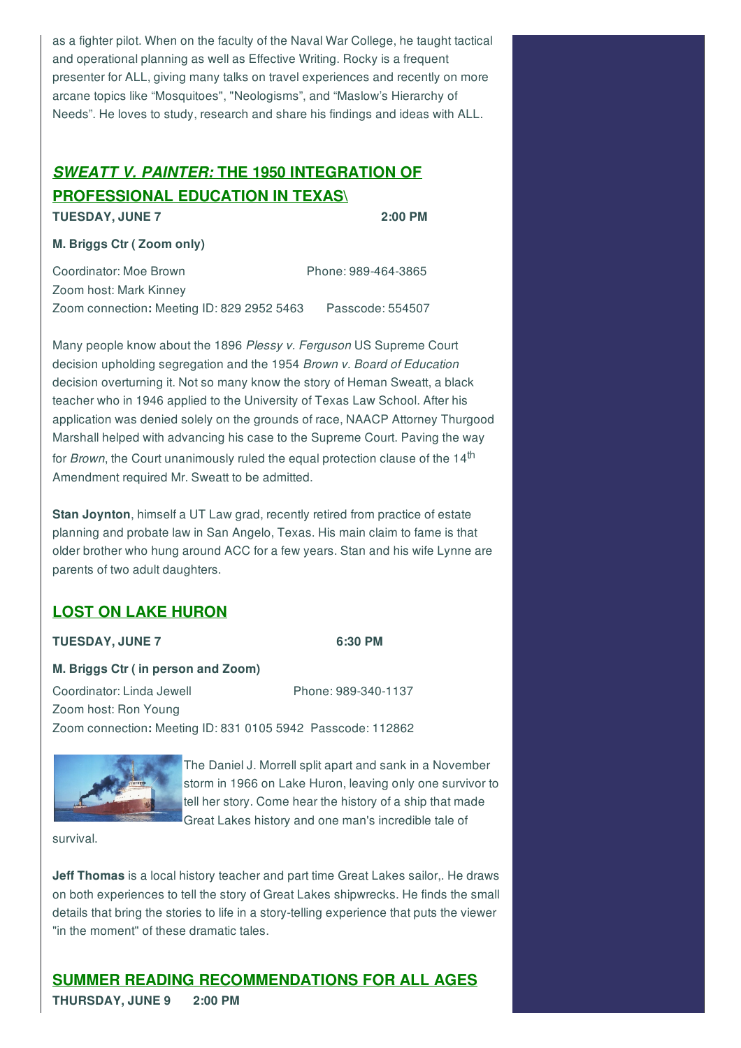as a fighter pilot. When on the faculty of the Naval War College, he taught tactical and operational planning as well as Effective Writing. Rocky is a frequent presenter for ALL, giving many talks on travel experiences and recently on more arcane topics like “Mosquitoes", "Neologisms”, and “Maslow’s Hierarchy of Needs”. He loves to study, research and share his findings and ideas with ALL.

## *SWEATT V. PAINTER:* THE 1950 INTEGRATION OF PROFESSIONAL EDUCATION IN TEXAS\

**TUESDAY, JUNE 7** **2:00 PM**

**M. Briggs Ctr ( Zoom only)**

Coordinator: Moe Brown Phone: 989-464-3865
Zoom host: Mark Kinney
Zoom connection**:** Meeting ID: 829 2952 5463 Passcode: 554507

Many people know about the 1896 *Plessy v. Ferguson* US Supreme Court decision upholding segregation and the 1954 *Brown v. Board of Education* decision overturning it. Not so many know the story of Heman Sweatt, a black teacher who in 1946 applied to the University of Texas Law School. After his application was denied solely on the grounds of race, NAACP Attorney Thurgood Marshall helped with advancing his case to the Supreme Court. Paving the way for *Brown*, the Court unanimously ruled the equal protection clause of the 14th Amendment required Mr. Sweatt to be admitted.

**Stan Joynton**, himself a UT Law grad, recently retired from practice of estate planning and probate law in San Angelo, Texas. His main claim to fame is that older brother who hung around ACC for a few years. Stan and his wife Lynne are parents of two adult daughters.

## LOST ON LAKE HURON

**TUESDAY, JUNE 7** **6:30 PM**

**M. Briggs Ctr ( in person and Zoom)**

Coordinator: Linda Jewell Phone: 989-340-1137
Zoom host: Ron Young
Zoom connection**:** Meeting ID: 831 0105 5942 Passcode: 112862

The Daniel J. Morrell split apart and sank in a November storm in 1966 on Lake Huron, leaving only one survivor to tell her story. Come hear the history of a ship that made Great Lakes history and one man's incredible tale of survival.

**Jeff Thomas** is a local history teacher and part time Great Lakes sailor,. He draws on both experiences to tell the story of Great Lakes shipwrecks. He finds the small details that bring the stories to life in a story-telling experience that puts the viewer "in the moment" of these dramatic tales.

## SUMMER READING RECOMMENDATIONS FOR ALL AGES

**THURSDAY, JUNE 9** **2:00 PM**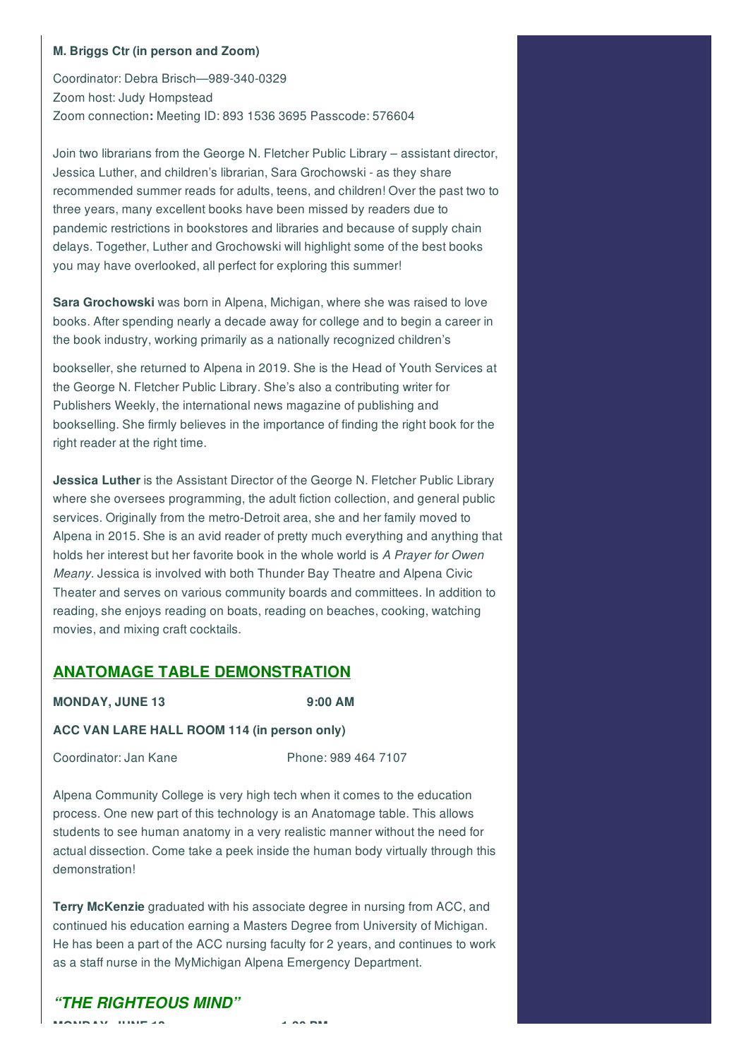**M. Briggs Ctr (in person and Zoom)**

Coordinator: Debra Brisch—989-340-0329
Zoom host: Judy Hompstead
Zoom connection**:** Meeting ID: 893 1536 3695 Passcode: 576604

Join two librarians from the George N. Fletcher Public Library – assistant director, Jessica Luther, and children's librarian, Sara Grochowski - as they share recommended summer reads for adults, teens, and children! Over the past two to three years, many excellent books have been missed by readers due to pandemic restrictions in bookstores and libraries and because of supply chain delays. Together, Luther and Grochowski will highlight some of the best books you may have overlooked, all perfect for exploring this summer!

**Sara Grochowski** was born in Alpena, Michigan, where she was raised to love books. After spending nearly a decade away for college and to begin a career in the book industry, working primarily as a nationally recognized children's bookseller, she returned to Alpena in 2019. She is the Head of Youth Services at the George N. Fletcher Public Library. She's also a contributing writer for Publishers Weekly, the international news magazine of publishing and bookselling. She firmly believes in the importance of finding the right book for the right reader at the right time.

**Jessica Luther** is the Assistant Director of the George N. Fletcher Public Library where she oversees programming, the adult fiction collection, and general public services. Originally from the metro-Detroit area, she and her family moved to Alpena in 2015. She is an avid reader of pretty much everything and anything that holds her interest but her favorite book in the whole world is *A Prayer for Owen Meany*. Jessica is involved with both Thunder Bay Theatre and Alpena Civic Theater and serves on various community boards and committees. In addition to reading, she enjoys reading on boats, reading on beaches, cooking, watching movies, and mixing craft cocktails.

## ANATOMAGE TABLE DEMONSTRATION

**MONDAY, JUNE 13** **9:00 AM**

**ACC VAN LARE HALL ROOM 114 (in person only)**

Coordinator: Jan Kane Phone: 989 464 7107

Alpena Community College is very high tech when it comes to the education process. One new part of this technology is an Anatomage table. This allows students to see human anatomy in a very realistic manner without the need for actual dissection. Come take a peek inside the human body virtually through this demonstration!

**Terry McKenzie** graduated with his associate degree in nursing from ACC, and continued his education earning a Masters Degree from University of Michigan. He has been a part of the ACC nursing faculty for 2 years, and continues to work as a staff nurse in the MyMichigan Alpena Emergency Department.

## *"THE RIGHTEOUS MIND"*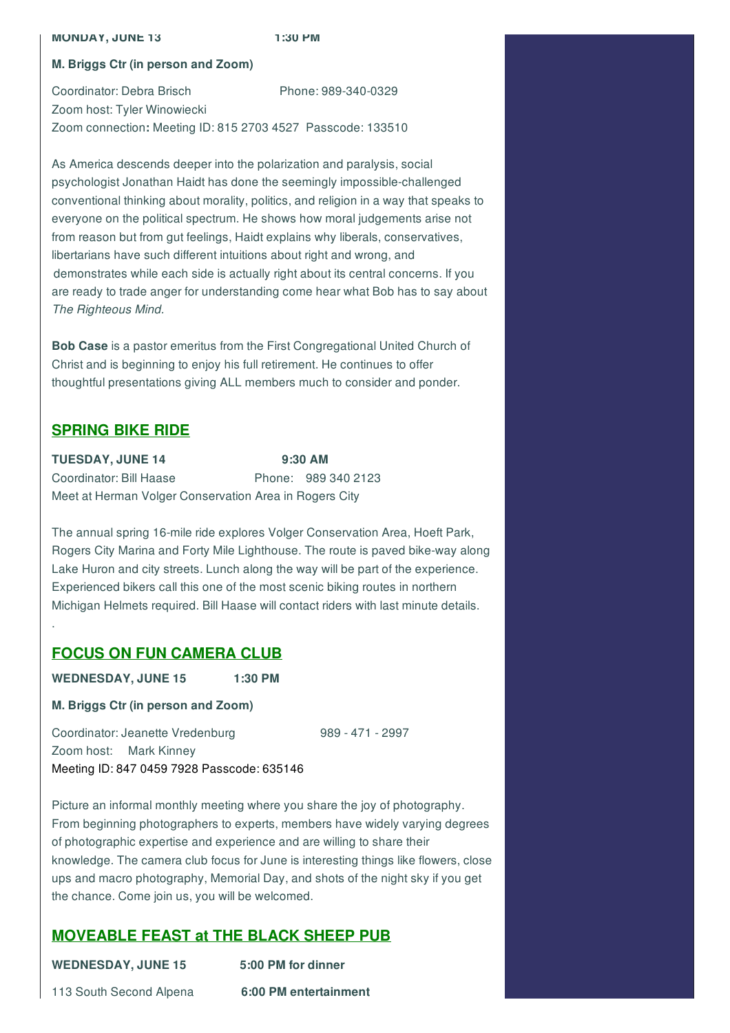**MONDAY, JUNE 13 1:30 PM**

**M. Briggs Ctr (in person and Zoom)**

Coordinator: Debra Brisch Phone: 989-340-0329
Zoom host: Tyler Winowiecki
Zoom connection**:** Meeting ID: 815 2703 4527 Passcode: 133510

As America descends deeper into the polarization and paralysis, social psychologist Jonathan Haidt has done the seemingly impossible-challenged conventional thinking about morality, politics, and religion in a way that speaks to everyone on the political spectrum. He shows how moral judgements arise not from reason but from gut feelings, Haidt explains why liberals, conservatives, libertarians have such different intuitions about right and wrong, and demonstrates while each side is actually right about its central concerns. If you are ready to trade anger for understanding come hear what Bob has to say about *The Righteous Mind*.

**Bob Case** is a pastor emeritus from the First Congregational United Church of Christ and is beginning to enjoy his full retirement. He continues to offer thoughtful presentations giving ALL members much to consider and ponder.

## SPRING BIKE RIDE

**TUESDAY, JUNE 14 9:30 AM**
Coordinator: Bill Haase Phone: 989 340 2123
Meet at Herman Volger Conservation Area in Rogers City

The annual spring 16-mile ride explores Volger Conservation Area, Hoeft Park, Rogers City Marina and Forty Mile Lighthouse. The route is paved bike-way along Lake Huron and city streets. Lunch along the way will be part of the experience. Experienced bikers call this one of the most scenic biking routes in northern Michigan Helmets required. Bill Haase will contact riders with last minute details.

.

## FOCUS ON FUN CAMERA CLUB

**WEDNESDAY, JUNE 15 1:30 PM**

**M. Briggs Ctr (in person and Zoom)**

Coordinator: Jeanette Vredenburg 989 - 471 - 2997
Zoom host: Mark Kinney
Meeting ID: 847 0459 7928 Passcode: 635146

Picture an informal monthly meeting where you share the joy of photography. From beginning photographers to experts, members have widely varying degrees of photographic expertise and experience and are willing to share their knowledge. The camera club focus for June is interesting things like flowers, close ups and macro photography, Memorial Day, and shots of the night sky if you get the chance. Come join us, you will be welcomed.

## MOVEABLE FEAST at THE BLACK SHEEP PUB

**WEDNESDAY, JUNE 15 5:00 PM for dinner**

113 South Second Alpena **6:00 PM entertainment**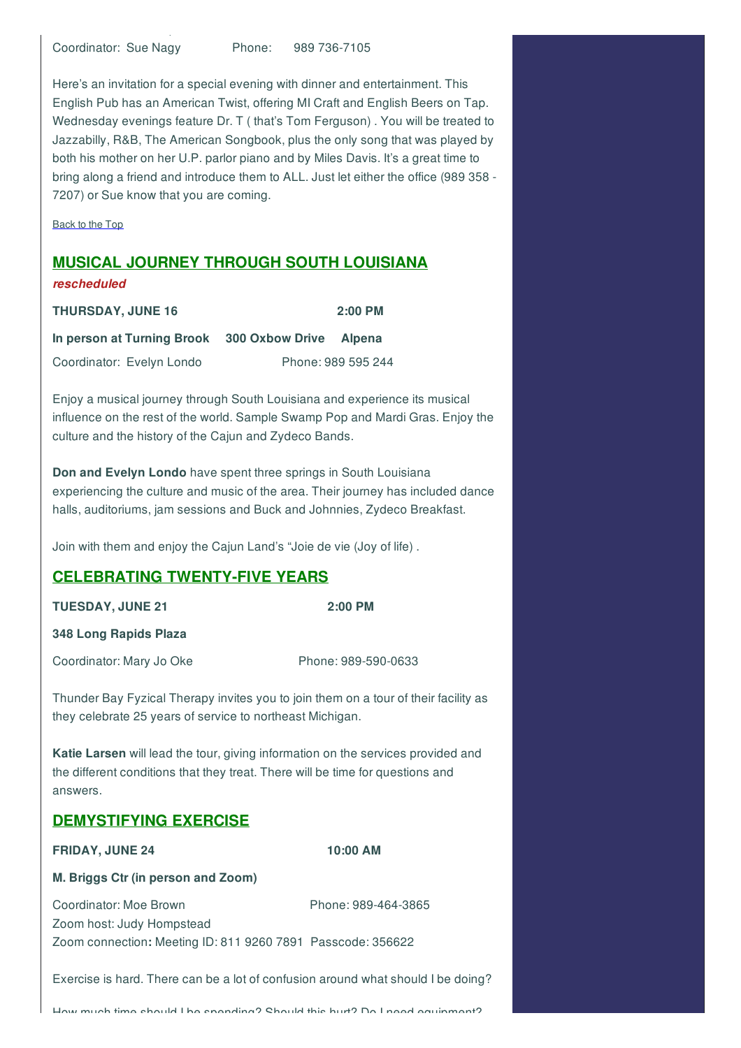Coordinator: Sue Nagy Phone: 989 736-7105

Here's an invitation for a special evening with dinner and entertainment. This English Pub has an American Twist, offering MI Craft and English Beers on Tap. Wednesday evenings feature Dr. T ( that's Tom Ferguson) . You will be treated to Jazzabilly, R&B, The American Songbook, plus the only song that was played by both his mother on her U.P. parlor piano and by Miles Davis. It's a great time to bring along a friend and introduce them to ALL. Just let either the office (989 358 - 7207) or Sue know that you are coming.

Back to the Top

## MUSICAL JOURNEY THROUGH SOUTH LOUISIANA

***rescheduled***

**THURSDAY, JUNE 16** **2:00 PM**

**In person at Turning Brook 300 Oxbow Drive Alpena**

Coordinator: Evelyn Londo Phone: 989 595 244

Enjoy a musical journey through South Louisiana and experience its musical influence on the rest of the world. Sample Swamp Pop and Mardi Gras. Enjoy the culture and the history of the Cajun and Zydeco Bands.

**Don and Evelyn Londo** have spent three springs in South Louisiana experiencing the culture and music of the area. Their journey has included dance halls, auditoriums, jam sessions and Buck and Johnnies, Zydeco Breakfast.

Join with them and enjoy the Cajun Land's "Joie de vie (Joy of life) .

## CELEBRATING TWENTY-FIVE YEARS

**TUESDAY, JUNE 21** **2:00 PM**

**348 Long Rapids Plaza**

Coordinator: Mary Jo Oke Phone: 989-590-0633

Thunder Bay Fyzical Therapy invites you to join them on a tour of their facility as they celebrate 25 years of service to northeast Michigan.

**Katie Larsen** will lead the tour, giving information on the services provided and the different conditions that they treat. There will be time for questions and answers.

## DEMYSTIFYING EXERCISE

**FRIDAY, JUNE 24** **10:00 AM**

**M. Briggs Ctr (in person and Zoom)**

Coordinator: Moe Brown Phone: 989-464-3865
Zoom host: Judy Hompstead
Zoom connection**:** Meeting ID: 811 9260 7891 Passcode: 356622

Exercise is hard. There can be a lot of confusion around what should I be doing?

How much time should I be spending? Should this hurt? Do I need equipment?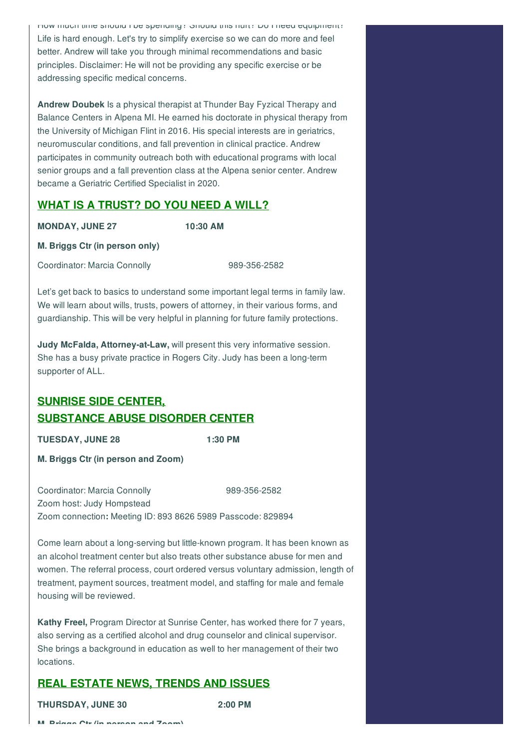How much time should I be spending? Should this hurt? Do I need equipment? Life is hard enough. Let's try to simplify exercise so we can do more and feel better. Andrew will take you through minimal recommendations and basic principles. Disclaimer: He will not be providing any specific exercise or be addressing specific medical concerns.

**Andrew Doubek** Is a physical therapist at Thunder Bay Fyzical Therapy and Balance Centers in Alpena MI. He earned his doctorate in physical therapy from the University of Michigan Flint in 2016. His special interests are in geriatrics, neuromuscular conditions, and fall prevention in clinical practice. Andrew participates in community outreach both with educational programs with local senior groups and a fall prevention class at the Alpena senior center. Andrew became a Geriatric Certified Specialist in 2020.

## WHAT IS A TRUST? DO YOU NEED A WILL?

**MONDAY, JUNE 27** **10:30 AM**

**M. Briggs Ctr (in person only)**

Coordinator: Marcia Connolly 989-356-2582

Let's get back to basics to understand some important legal terms in family law. We will learn about wills, trusts, powers of attorney, in their various forms, and guardianship. This will be very helpful in planning for future family protections.

**Judy McFalda, Attorney-at-Law,** will present this very informative session. She has a busy private practice in Rogers City. Judy has been a long-term supporter of ALL.

## SUNRISE SIDE CENTER, SUBSTANCE ABUSE DISORDER CENTER

**TUESDAY, JUNE 28** **1:30 PM**

**M. Briggs Ctr (in person and Zoom)**

Coordinator: Marcia Connolly 989-356-2582
Zoom host: Judy Hompstead
Zoom connection**:** Meeting ID: 893 8626 5989 Passcode: 829894

Come learn about a long-serving but little-known program. It has been known as an alcohol treatment center but also treats other substance abuse for men and women. The referral process, court ordered versus voluntary admission, length of treatment, payment sources, treatment model, and staffing for male and female housing will be reviewed.

**Kathy Freel,** Program Director at Sunrise Center, has worked there for 7 years, also serving as a certified alcohol and drug counselor and clinical supervisor. She brings a background in education as well to her management of their two locations.

## REAL ESTATE NEWS, TRENDS AND ISSUES

**THURSDAY, JUNE 30** **2:00 PM**

**M. Briggs Ctr (in person and Zoom)**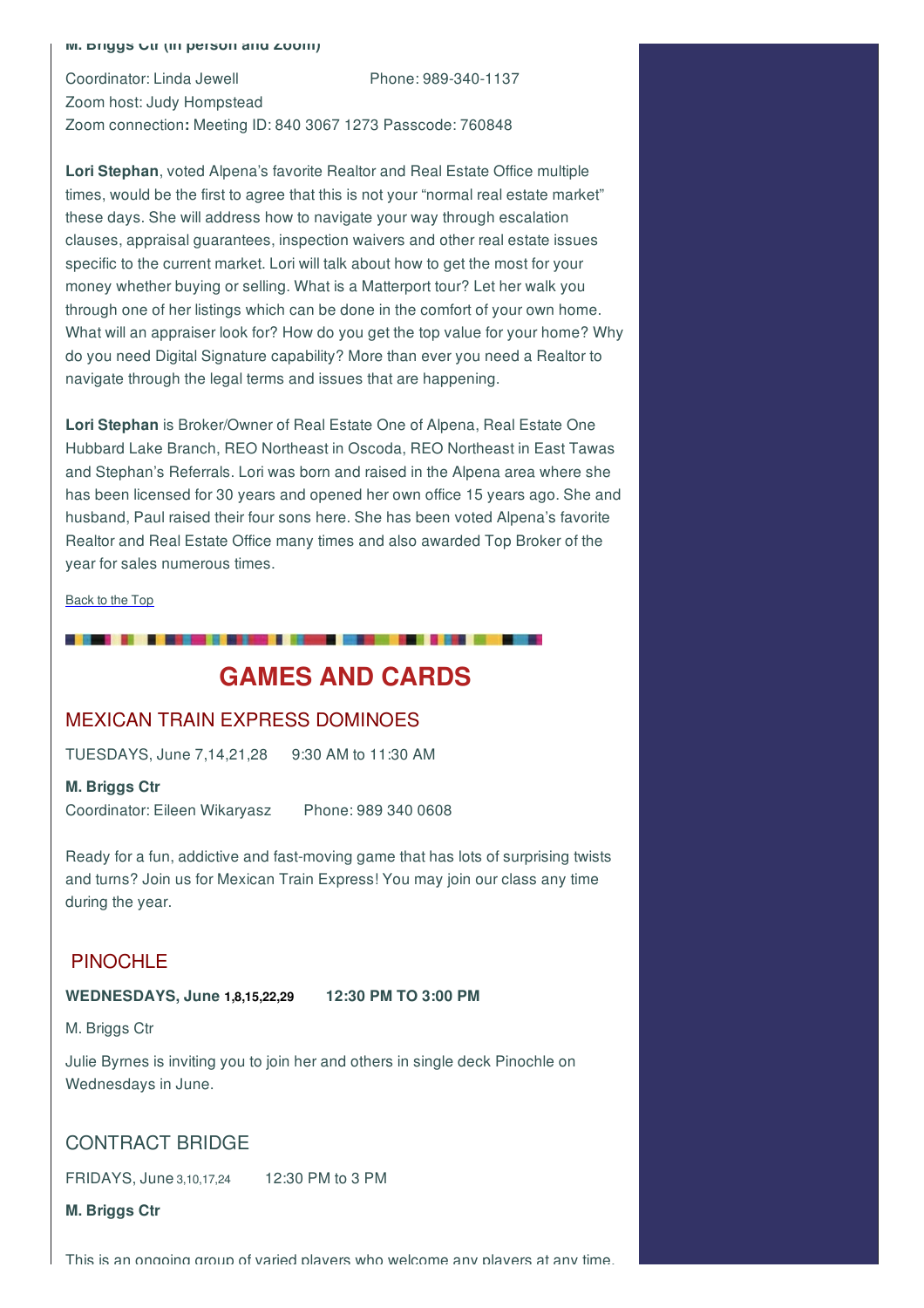**M. Briggs Ctr (in person and Zoom)**

Coordinator: Linda Jewell Phone: 989-340-1137
Zoom host: Judy Hompstead
Zoom connection**:** Meeting ID: 840 3067 1273 Passcode: 760848

**Lori Stephan**, voted Alpena's favorite Realtor and Real Estate Office multiple times, would be the first to agree that this is not your "normal real estate market" these days. She will address how to navigate your way through escalation clauses, appraisal guarantees, inspection waivers and other real estate issues specific to the current market. Lori will talk about how to get the most for your money whether buying or selling. What is a Matterport tour? Let her walk you through one of her listings which can be done in the comfort of your own home. What will an appraiser look for? How do you get the top value for your home? Why do you need Digital Signature capability? More than ever you need a Realtor to navigate through the legal terms and issues that are happening.

**Lori Stephan** is Broker/Owner of Real Estate One of Alpena, Real Estate One Hubbard Lake Branch, REO Northeast in Oscoda, REO Northeast in East Tawas and Stephan's Referrals. Lori was born and raised in the Alpena area where she has been licensed for 30 years and opened her own office 15 years ago. She and husband, Paul raised their four sons here. She has been voted Alpena's favorite Realtor and Real Estate Office many times and also awarded Top Broker of the year for sales numerous times.

Back to the Top

# GAMES AND CARDS

## MEXICAN TRAIN EXPRESS DOMINOES

TUESDAYS, June 7,14,21,28 9:30 AM to 11:30 AM

**M. Briggs Ctr**
Coordinator: Eileen Wikaryasz Phone: 989 340 0608

Ready for a fun, addictive and fast-moving game that has lots of surprising twists and turns? Join us for Mexican Train Express! You may join our class any time during the year.

## PINOCHLE

**WEDNESDAYS, June 1,8,15,22,29 12:30 PM TO 3:00 PM**

M. Briggs Ctr

Julie Byrnes is inviting you to join her and others in single deck Pinochle on Wednesdays in June.

## CONTRACT BRIDGE

FRIDAYS, June 3,10,17,24 12:30 PM to 3 PM

**M. Briggs Ctr**

This is an ongoing group of varied players who welcome any players at any time.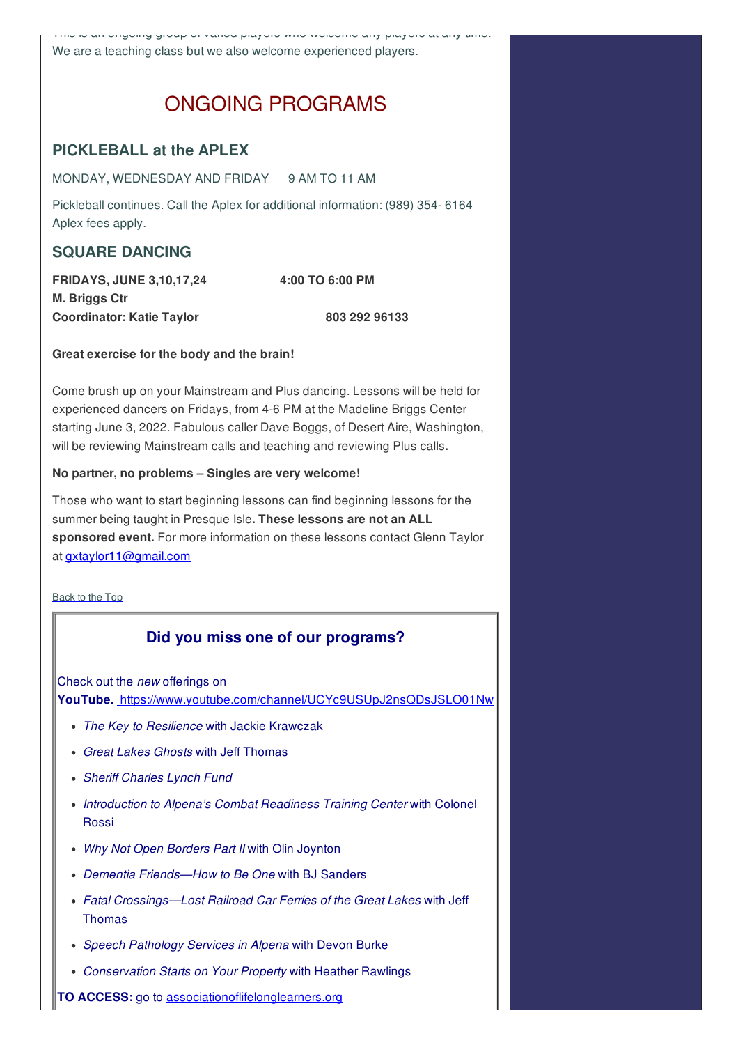This is an ongoing group of varied players who welcome any players at any time. We are a teaching class but we also welcome experienced players.

# ONGOING PROGRAMS

## PICKLEBALL at the APLEX

MONDAY, WEDNESDAY AND FRIDAY 9 AM TO 11 AM

Pickleball continues. Call the Aplex for additional information: (989) 354- 6164 Aplex fees apply.

## SQUARE DANCING

**FRIDAYS, JUNE 3,10,17,24** **4:00 TO 6:00 PM**
**M. Briggs Ctr**
**Coordinator: Katie Taylor** **803 292 96133**

**Great exercise for the body and the brain!**

Come brush up on your Mainstream and Plus dancing. Lessons will be held for experienced dancers on Fridays, from 4-6 PM at the Madeline Briggs Center starting June 3, 2022. Fabulous caller Dave Boggs, of Desert Aire, Washington, will be reviewing Mainstream calls and teaching and reviewing Plus calls**.**

**No partner, no problems – Singles are very welcome!**

Those who want to start beginning lessons can find beginning lessons for the summer being taught in Presque Isle**. These lessons are not an ALL sponsored event.** For more information on these lessons contact Glenn Taylor at gxtaylor11@gmail.com

Back to the Top

### Did you miss one of our programs?

Check out the *new* offerings on **YouTube.** https://www.youtube.com/channel/UCYc9USUpJ2nsQDsJSLO01Nw

- *The Key to Resilience* with Jackie Krawczak
- *Great Lakes Ghosts* with Jeff Thomas
- *Sheriff Charles Lynch Fund*
- *Introduction to Alpena's Combat Readiness Training Center* with Colonel Rossi
- *Why Not Open Borders Part II* with Olin Joynton
- *Dementia Friends—How to Be One* with BJ Sanders
- *Fatal Crossings—Lost Railroad Car Ferries of the Great Lakes* with Jeff Thomas
- *Speech Pathology Services in Alpena* with Devon Burke
- *Conservation Starts on Your Property* with Heather Rawlings

**TO ACCESS:** go to associationoflifelonglearners.org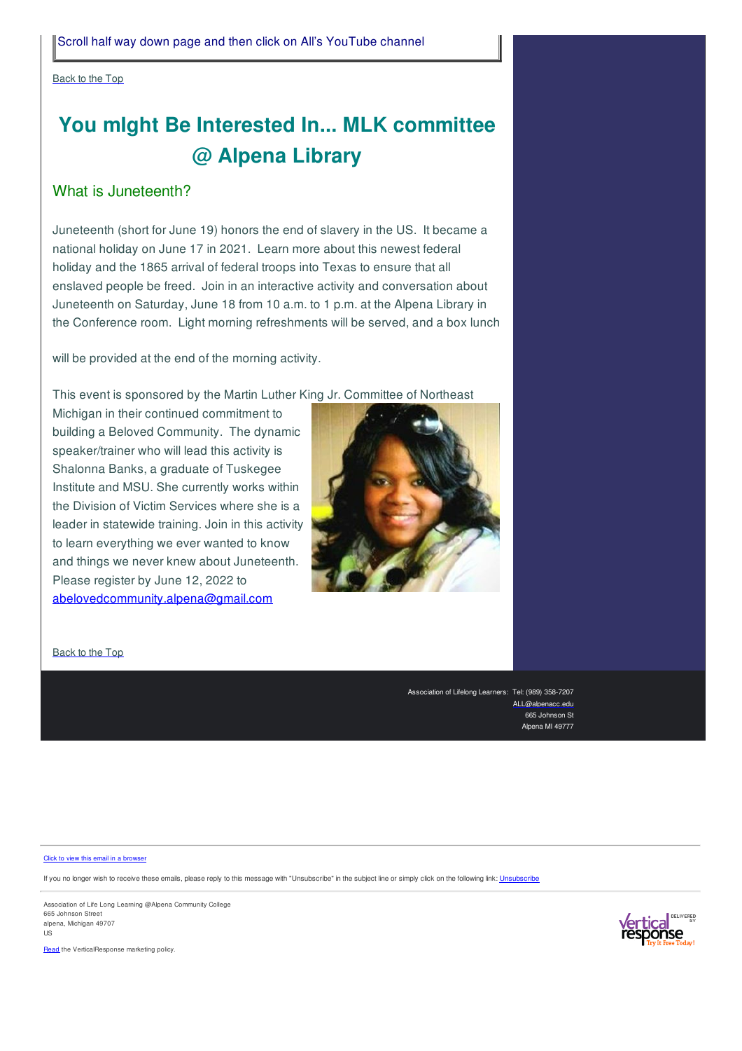Scroll half way down page and then click on All's YouTube channel

Back to the Top

# You mIght Be Interested In... MLK committee @ Alpena Library

## What is Juneteenth?

Juneteenth (short for June 19) honors the end of slavery in the US. It became a national holiday on June 17 in 2021. Learn more about this newest federal holiday and the 1865 arrival of federal troops into Texas to ensure that all enslaved people be freed. Join in an interactive activity and conversation about Juneteenth on Saturday, June 18 from 10 a.m. to 1 p.m. at the Alpena Library in the Conference room. Light morning refreshments will be served, and a box lunch

will be provided at the end of the morning activity.

This event is sponsored by the Martin Luther King Jr. Committee of Northeast Michigan in their continued commitment to building a Beloved Community. The dynamic speaker/trainer who will lead this activity is Shalonna Banks, a graduate of Tuskegee Institute and MSU. She currently works within the Division of Victim Services where she is a leader in statewide training. Join in this activity to learn everything we ever wanted to know and things we never knew about Juneteenth. Please register by June 12, 2022 to abelovedcommunity.alpena@gmail.com

Back to the Top

Association of Lifelong Learners: Tel: (989) 358-7207
ALL@alpenacc.edu
665 Johnson St
Alpena MI 49777

Click to view this email in a browser

If you no longer wish to receive these emails, please reply to this message with "Unsubscribe" in the subject line or simply click on the following link: Unsubscribe

Association of Life Long Learning @Alpena Community College
665 Johnson Street
alpena, Michigan 49707
US

Read the VerticalResponse marketing policy.